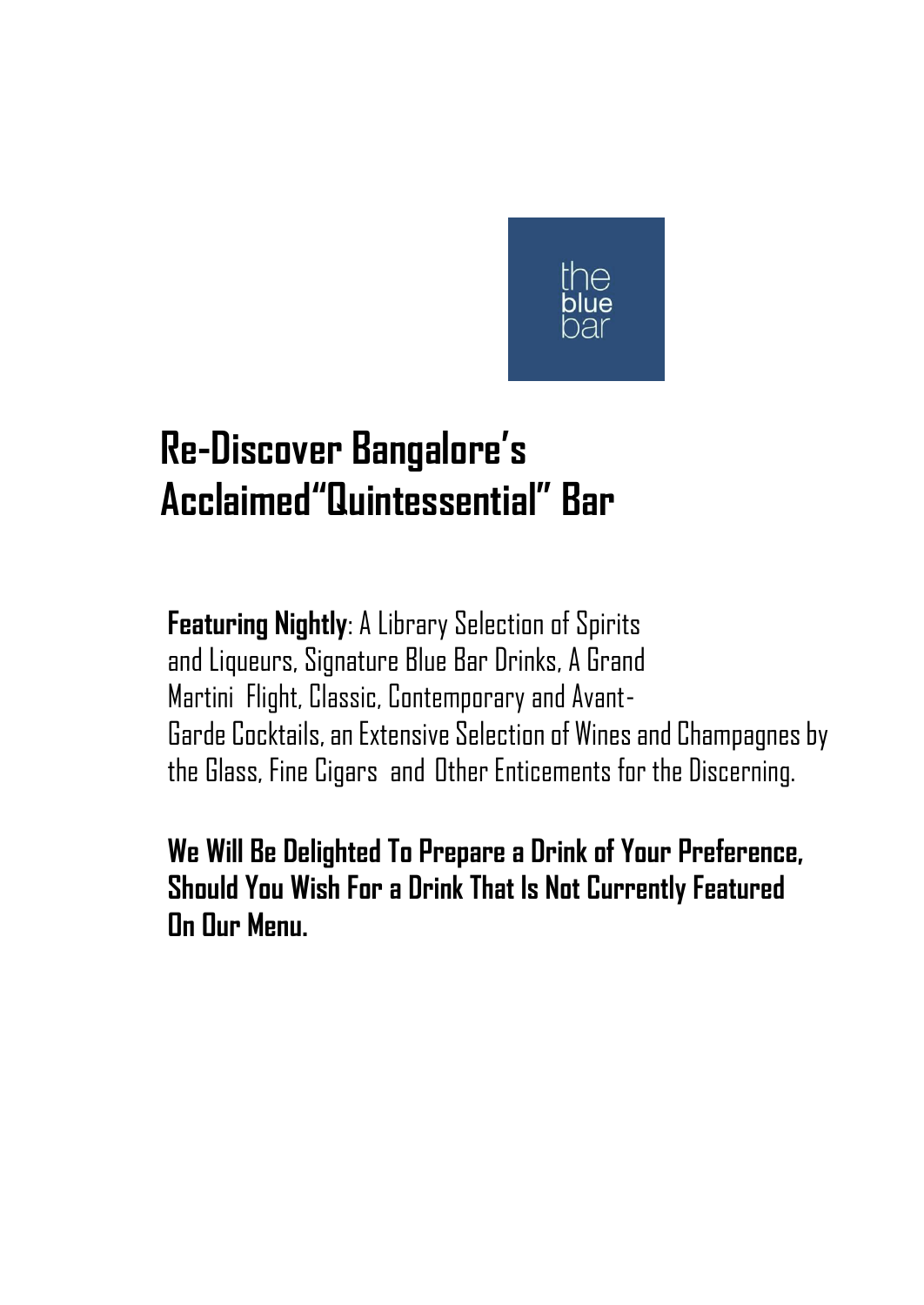the blue bar

# Re-Discover Bangalore's Acclaimed"Quintessential" Bar

**Featuring Nightly**: A Library Selection of Spirits and Liqueurs, Signature Blue Bar Drinks, A Grand Martini Flight, Classic, Contemporary and Avant-Garde Cocktails, an Extensive Selection of Wines and Champagnes by the Glass, Fine Cigars and Other Enticements for the Discerning.

**We Will Be Delighted To Prepare a Drink of Your Preference, Should You Wish For a Drink That Is Not Currently Featured On Our Menu.**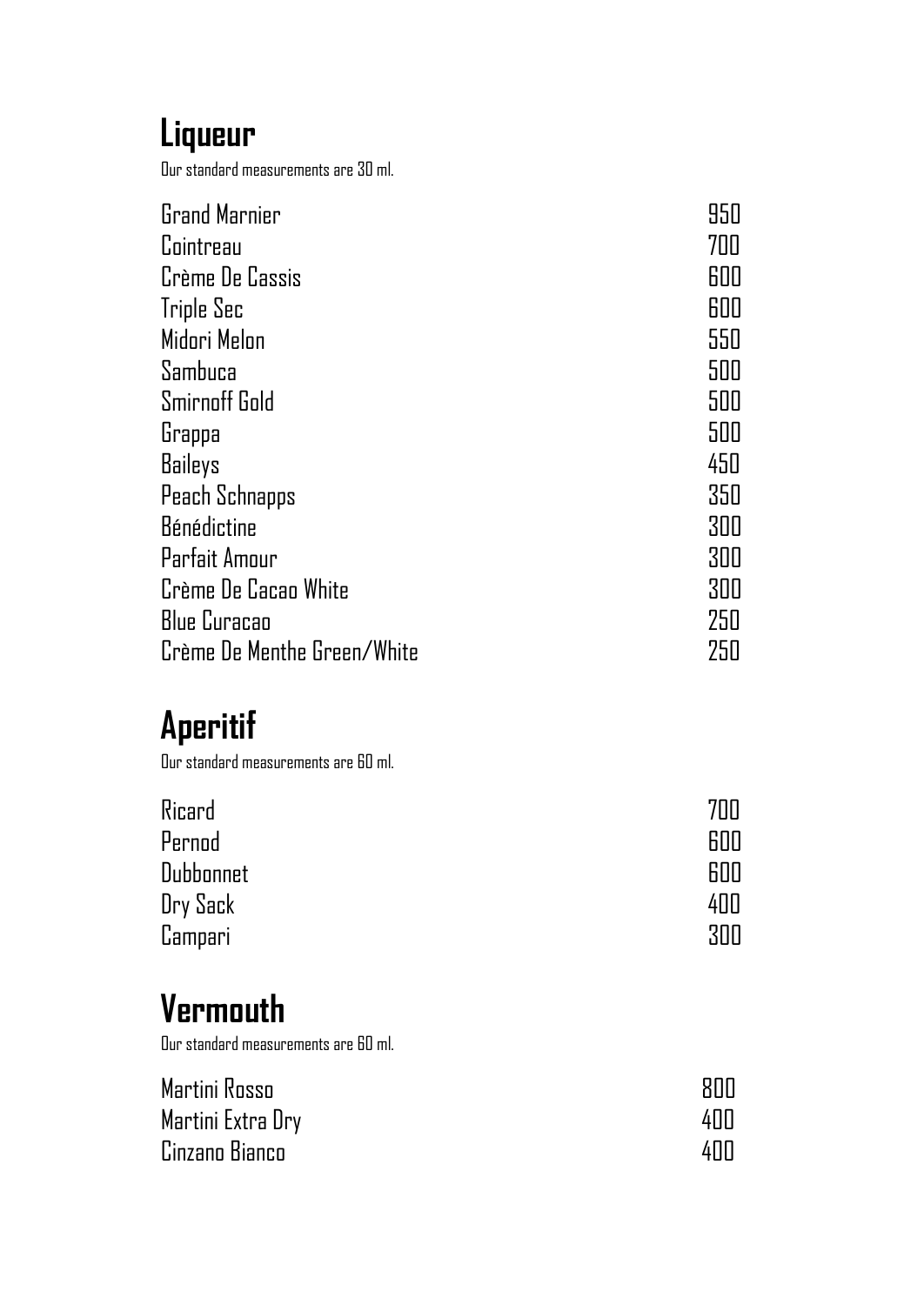## Liqueur

Our standard measurements are 30 ml.

| | |
|---|---|
| Grand Marnier | 950 |
| Cointreau | 700 |
| Crème De Cassis | 600 |
| Triple Sec | 600 |
| Midori Melon | 550 |
| Sambuca | 500 |
| Smirnoff Gold | 500 |
| Grappa | 500 |
| Baileys | 450 |
| Peach Schnapps | 350 |
| Bénédictine | 300 |
| Parfait Amour | 300 |
| Crème De Cacao White | 300 |
| Blue Curacao | 250 |
| Crème De Menthe Green/White | 250 |

## Aperitif

Our standard measurements are 60 ml.

| | |
|---|---|
| Ricard | 700 |
| Pernod | 600 |
| Dubbonnet | 600 |
| Dry Sack | 400 |
| Campari | 300 |

## Vermouth

Our standard measurements are 60 ml.

| | |
|---|---|
| Martini Rosso | 800 |
| Martini Extra Dry | 400 |
| Cinzano Bianco | 400 |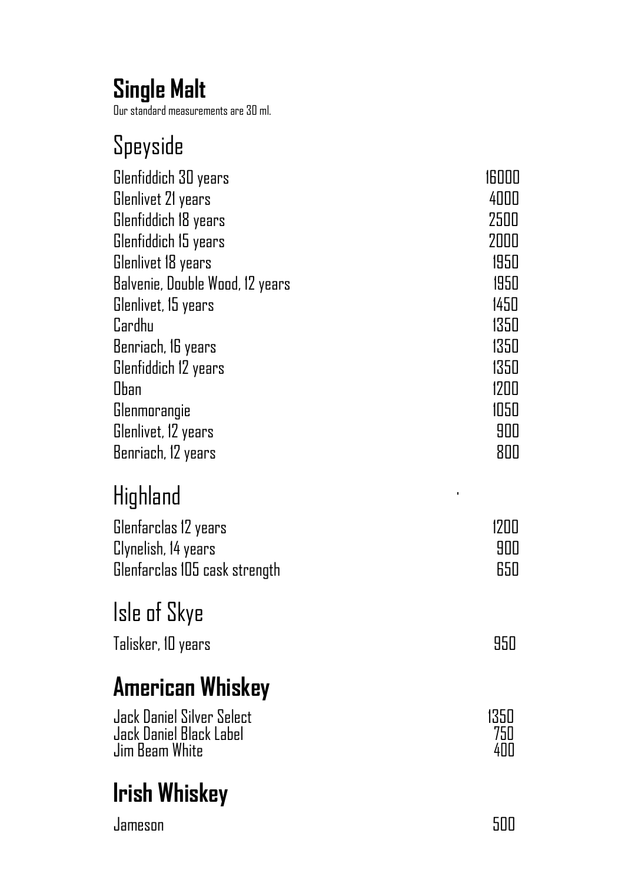# Single Malt

Our standard measurements are 30 ml.

## Speyside

| | |
|---|---|
| Glenfiddich 30 years | 16000 |
| Glenlivet 21 years | 4000 |
| Glenfiddich 18 years | 2500 |
| Glenfiddich 15 years | 2000 |
| Glenlivet 18 years | 1950 |
| Balvenie, Double Wood, 12 years | 1950 |
| Glenlivet, 15 years | 1450 |
| Cardhu | 1350 |
| Benriach, 16 years | 1350 |
| Glenfiddich 12 years | 1350 |
| Oban | 1200 |
| Glenmorangie | 1050 |
| Glenlivet, 12 years | 900 |
| Benriach, 12 years | 800 |

## Highland

| | |
|---|---|
| Glenfarclas 12 years | 1200 |
| Clynelish, 14 years | 900 |
| Glenfarclas 105 cask strength | 650 |

## Isle of Skye

| | |
|---|---|
| Talisker, 10 years | 950 |

# American Whiskey

| | |
|---|---|
| Jack Daniel Silver Select | 1350 |
| Jack Daniel Black Label | 750 |
| Jim Beam White | 400 |

# Irish Whiskey

| | |
|---|---|
| Jameson | 500 |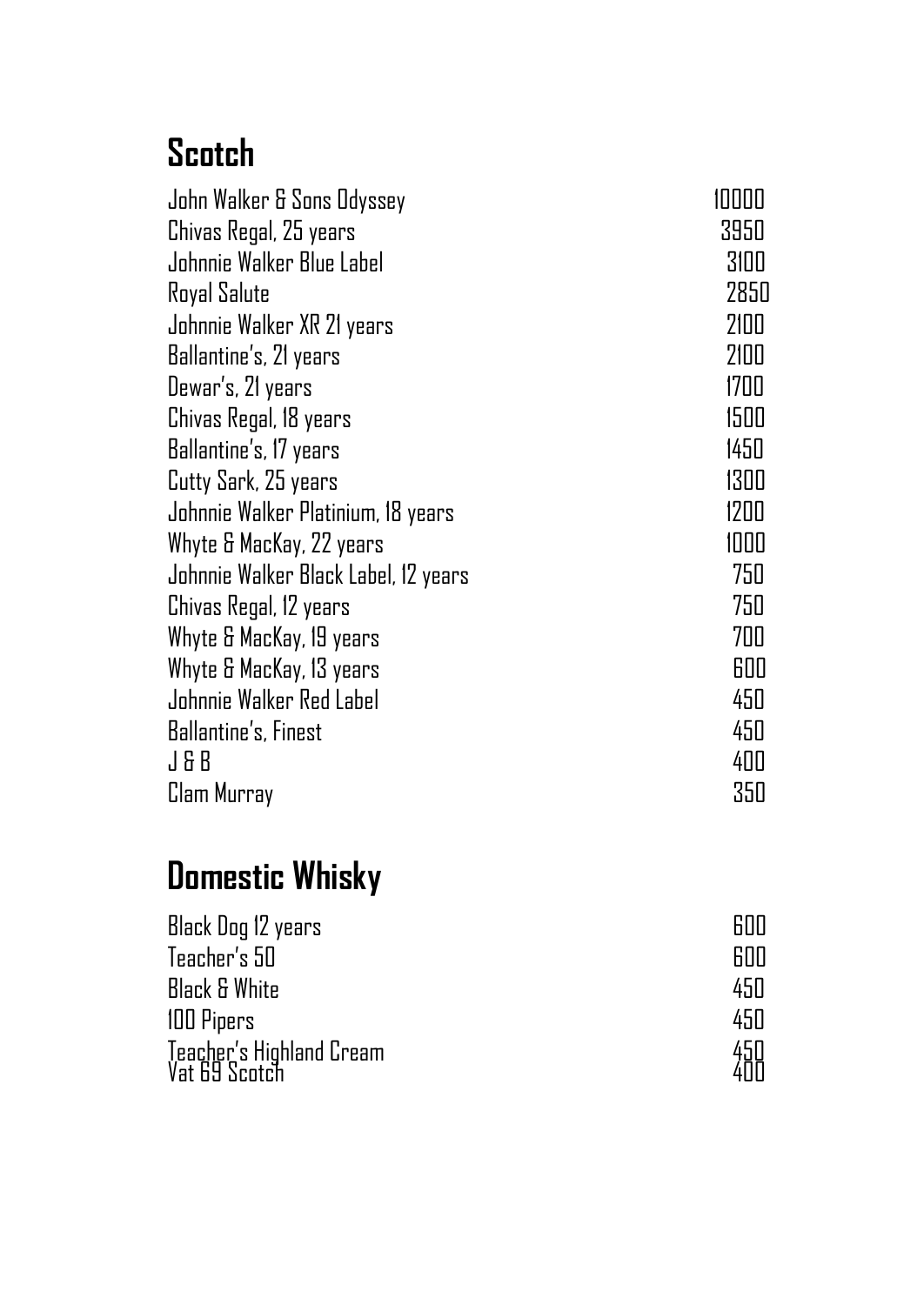## Scotch

| | |
|---|---|
| John Walker & Sons Odyssey | 10000 |
| Chivas Regal, 25 years | 3950 |
| Johnnie Walker Blue Label | 3100 |
| Royal Salute | 2850 |
| Johnnie Walker XR 21 years | 2100 |
| Ballantine's, 21 years | 2100 |
| Dewar's, 21 years | 1700 |
| Chivas Regal, 18 years | 1500 |
| Ballantine's, 17 years | 1450 |
| Cutty Sark, 25 years | 1300 |
| Johnnie Walker Platinium, 18 years | 1200 |
| Whyte & MacKay, 22 years | 1000 |
| Johnnie Walker Black Label, 12 years | 750 |
| Chivas Regal, 12 years | 750 |
| Whyte & MacKay, 19 years | 700 |
| Whyte & MacKay, 13 years | 600 |
| Johnnie Walker Red Label | 450 |
| Ballantine's, Finest | 450 |
| J & B | 400 |
| Clam Murray | 350 |

## Domestic Whisky

| | |
|---|---|
| Black Dog 12 years | 600 |
| Teacher's 50 | 600 |
| Black & White | 450 |
| 100 Pipers | 450 |
| Teacher's Highland Cream | 450 |
| Vat 69 Scotch | 400 |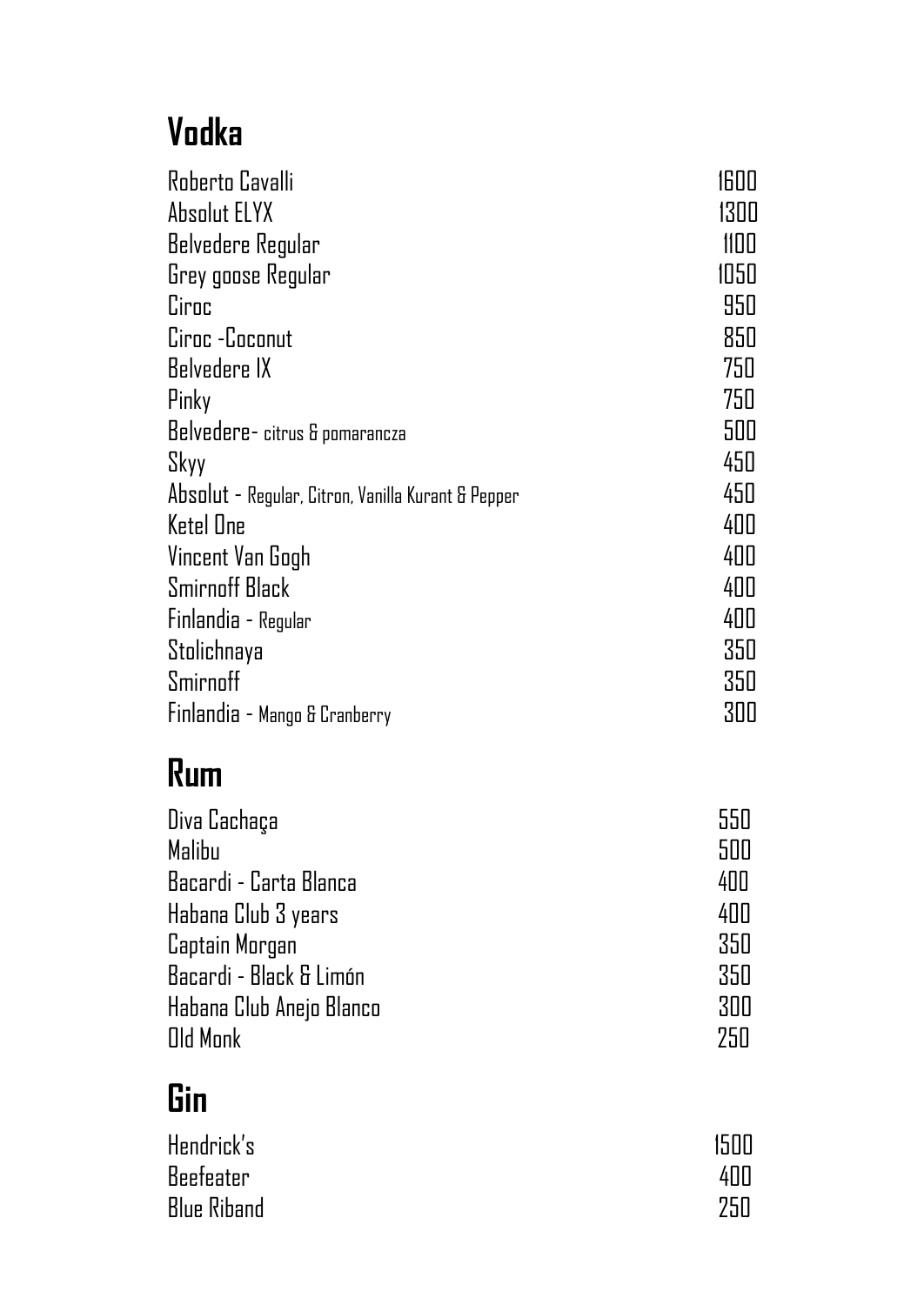## Vodka

| | |
|---|---|
| Roberto Cavalli | 1600 |
| Absolut ELYX | 1300 |
| Belvedere Regular | 1100 |
| Grey goose Regular | 1050 |
| Ciroc | 950 |
| Ciroc -Coconut | 850 |
| Belvedere IX | 750 |
| Pinky | 750 |
| Belvedere- citrus & pomarancza | 500 |
| Skyy | 450 |
| Absolut - Regular, Citron, Vanilla Kurant & Pepper | 450 |
| Ketel One | 400 |
| Vincent Van Gogh | 400 |
| Smirnoff Black | 400 |
| Finlandia - Regular | 400 |
| Stolichnaya | 350 |
| Smirnoff | 350 |
| Finlandia - Mango & Cranberry | 300 |

## Rum

| | |
|---|---|
| Diva Cachaça | 550 |
| Malibu | 500 |
| Bacardi - Carta Blanca | 400 |
| Habana Club 3 years | 400 |
| Captain Morgan | 350 |
| Bacardi - Black & Limón | 350 |
| Habana Club Anejo Blanco | 300 |
| Old Monk | 250 |

## Gin

| | |
|---|---|
| Hendrick's | 1500 |
| Beefeater | 400 |
| Blue Riband | 250 |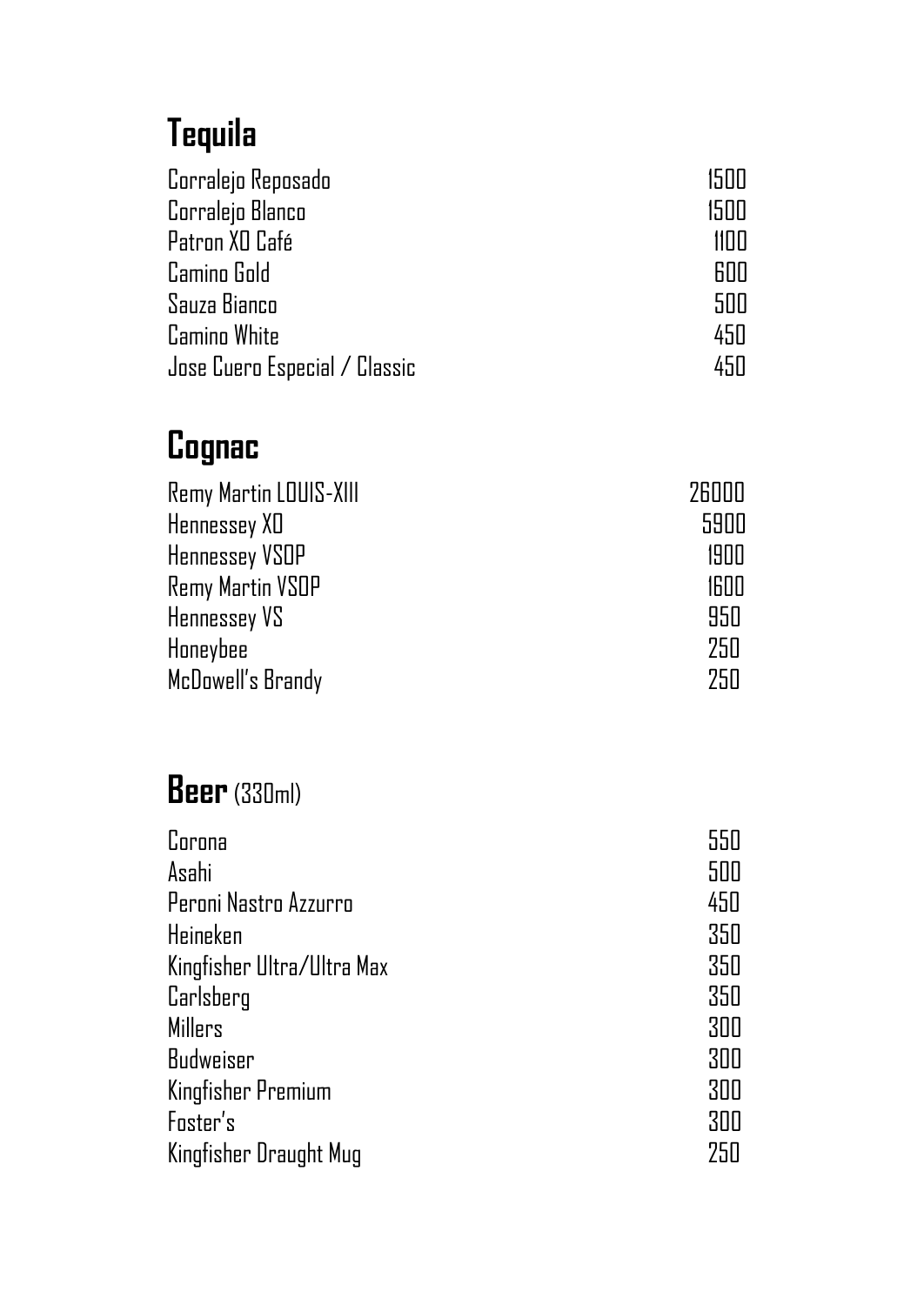## Tequila

| | |
|---|---|
| Corralejo Reposado | 1500 |
| Corralejo Blanco | 1500 |
| Patron XO Café | 1100 |
| Camino Gold | 600 |
| Sauza Bianco | 500 |
| Camino White | 450 |
| Jose Cuero Especial / Classic | 450 |

## Cognac

| | |
|---|---|
| Remy Martin LOUIS-XIII | 26000 |
| Hennessey XO | 5900 |
| Hennessey VSOP | 1900 |
| Remy Martin VSOP | 1600 |
| Hennessey VS | 950 |
| Honeybee | 250 |
| McDowell's Brandy | 250 |

## Beer (330ml)

| | |
|---|---|
| Corona | 550 |
| Asahi | 500 |
| Peroni Nastro Azzurro | 450 |
| Heineken | 350 |
| Kingfisher Ultra/Ultra Max | 350 |
| Carlsberg | 350 |
| Millers | 300 |
| Budweiser | 300 |
| Kingfisher Premium | 300 |
| Foster's | 300 |
| Kingfisher Draught Mug | 250 |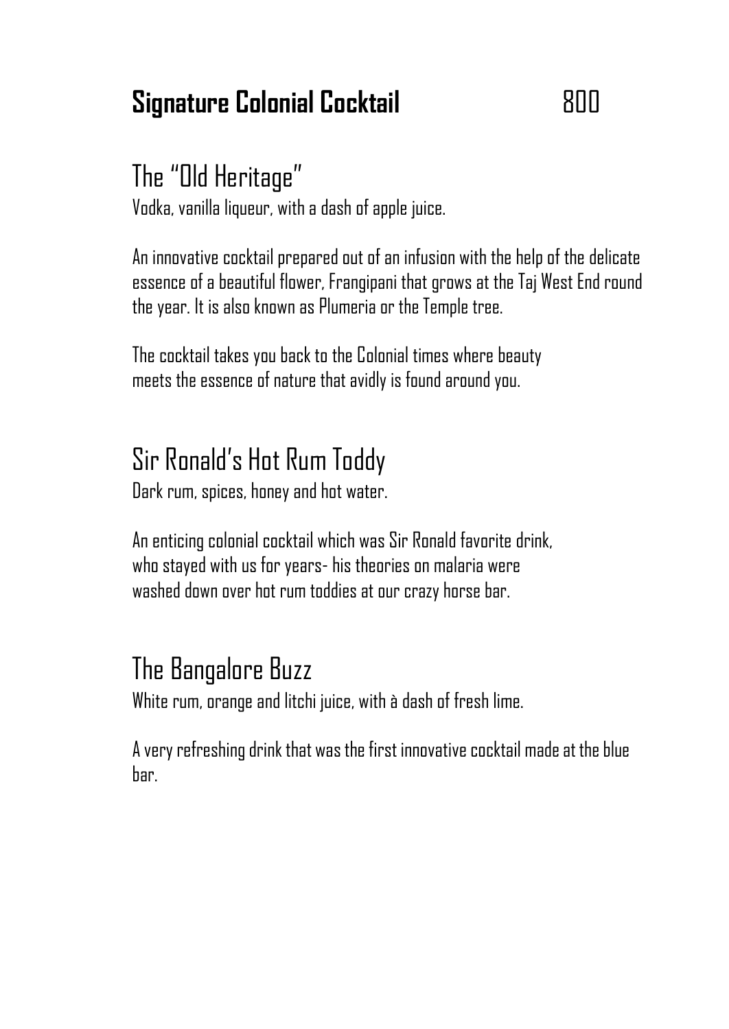# **Signature Colonial Cocktail** 800

## The "Old Heritage"

Vodka, vanilla liqueur, with a dash of apple juice.

An innovative cocktail prepared out of an infusion with the help of the delicate essence of a beautiful flower, Frangipani that grows at the Taj West End round the year. It is also known as Plumeria or the Temple tree.

The cocktail takes you back to the Colonial times where beauty meets the essence of nature that avidly is found around you.

## Sir Ronald's Hot Rum Toddy

Dark rum, spices, honey and hot water.

An enticing colonial cocktail which was Sir Ronald favorite drink, who stayed with us for years- his theories on malaria were washed down over hot rum toddies at our crazy horse bar.

## The Bangalore Buzz

White rum, orange and litchi juice, with à dash of fresh lime.

A very refreshing drink that was the first innovative cocktail made at the blue bar.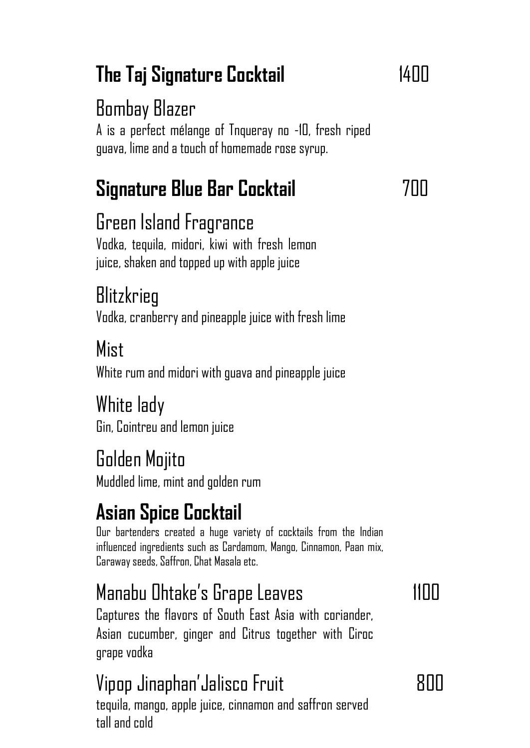## The Taj Signature Cocktail 1400

### Bombay Blazer

A is a perfect mélange of Tnqueray no -10, fresh riped guava, lime and a touch of homemade rose syrup.

## Signature Blue Bar Cocktail 700

### Green Island Fragrance

Vodka, tequila, midori, kiwi with fresh lemon juice, shaken and topped up with apple juice

### Blitzkrieg

Vodka, cranberry and pineapple juice with fresh lime

### Mist

White rum and midori with guava and pineapple juice

### White lady

Gin, Cointreu and lemon juice

### Golden Mojito

Muddled lime, mint and golden rum

## Asian Spice Cocktail

Our bartenders created a huge variety of cocktails from the Indian influenced ingredients such as Cardamom, Mango, Cinnamon, Paan mix, Caraway seeds, Saffron, Chat Masala etc.

### Manabu Ohtake's Grape Leaves 1100

Captures the flavors of South East Asia with coriander, Asian cucumber, ginger and Citrus together with Ciroc grape vodka

### Vipop Jinaphan'Jalisco Fruit 800

tequila, mango, apple juice, cinnamon and saffron served tall and cold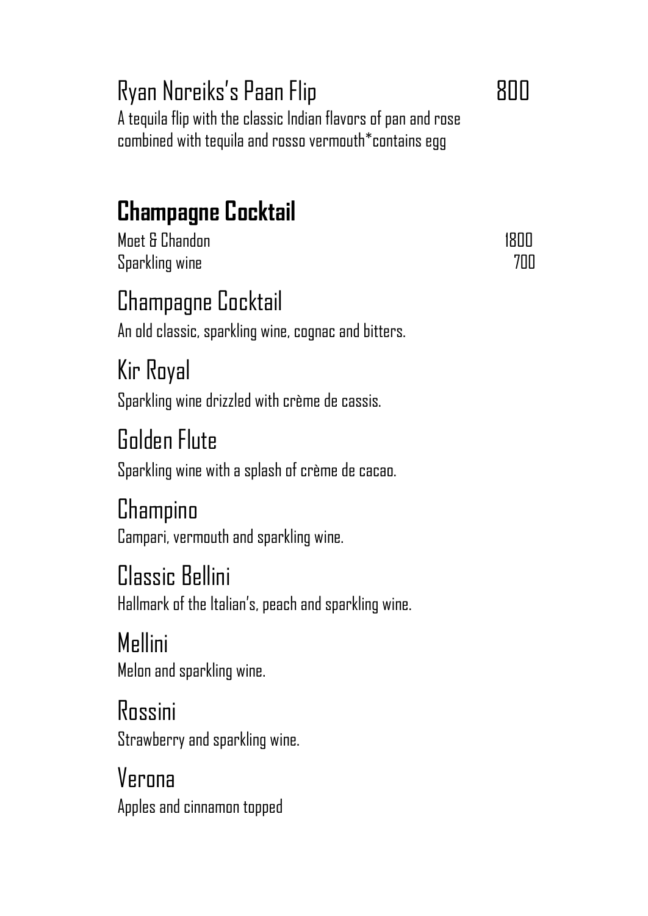### Ryan Noreiks's Paan Flip 800

A tequila flip with the classic Indian flavors of pan and rose combined with tequila and rosso vermouth*contains egg

## **Champagne Cocktail**

Moet & Chandon 1800
Sparkling wine 700

### Champagne Cocktail

An old classic, sparkling wine, cognac and bitters.

### Kir Royal

Sparkling wine drizzled with crème de cassis.

### Golden Flute

Sparkling wine with a splash of crème de cacao.

### Champino

Campari, vermouth and sparkling wine.

### Classic Bellini

Hallmark of the Italian's, peach and sparkling wine.

### Mellini

Melon and sparkling wine.

### Rossini

Strawberry and sparkling wine.

### Verona

Apples and cinnamon topped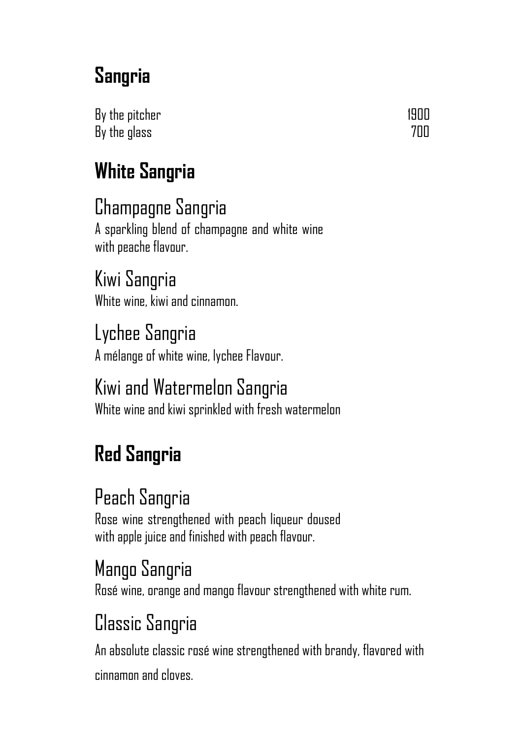## Sangria

| | |
|---|---|
| By the pitcher | 1900 |
| By the glass | 700 |

## White Sangria

### Champagne Sangria

A sparkling blend of champagne and white wine
with peache flavour.

### Kiwi Sangria

White wine, kiwi and cinnamon.

### Lychee Sangria

A mélange of white wine, lychee Flavour.

### Kiwi and Watermelon Sangria

White wine and kiwi sprinkled with fresh watermelon

## Red Sangria

### Peach Sangria

Rose wine strengthened with peach liqueur doused
with apple juice and finished with peach flavour.

### Mango Sangria

Rosé wine, orange and mango flavour strengthened with white rum.

### Classic Sangria

An absolute classic rosé wine strengthened with brandy, flavored with
cinnamon and cloves.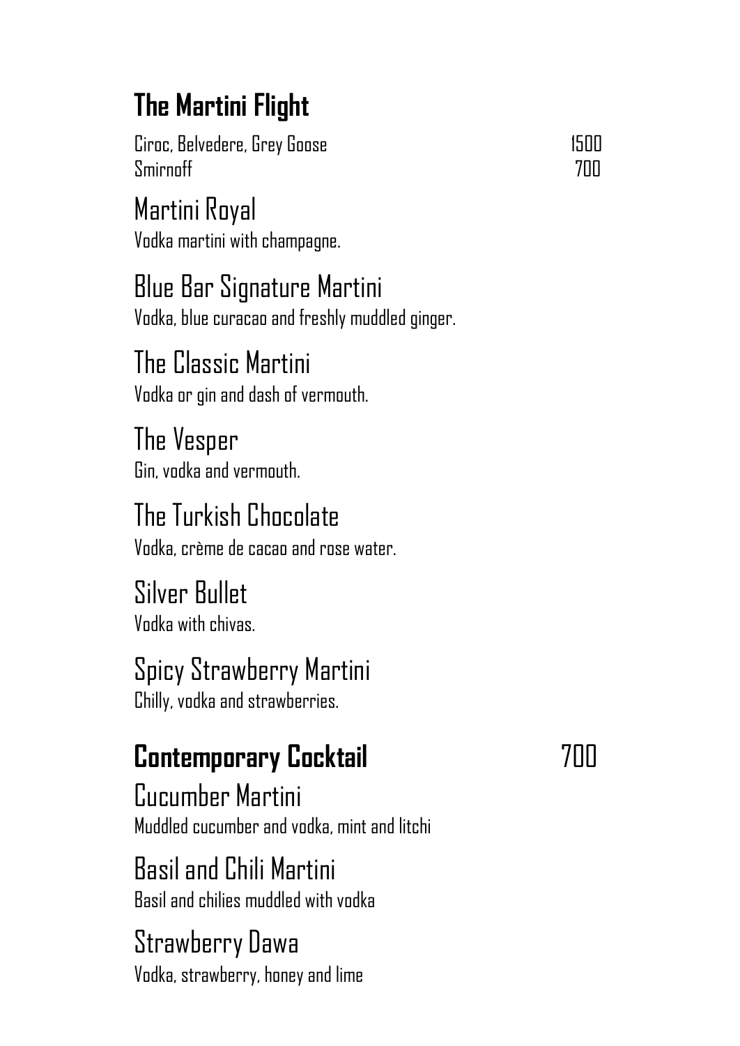## The Martini Flight

| | |
|---|---|
| Ciroc, Belvedere, Grey Goose | 1500 |
| Smirnoff | 700 |

### Martini Royal
Vodka martini with champagne.

### Blue Bar Signature Martini
Vodka, blue curacao and freshly muddled ginger.

### The Classic Martini
Vodka or gin and dash of vermouth.

### The Vesper
Gin, vodka and vermouth.

### The Turkish Chocolate
Vodka, crème de cacao and rose water.

### Silver Bullet
Vodka with chivas.

### Spicy Strawberry Martini
Chilly, vodka and strawberries.

## Contemporary Cocktail 700

### Cucumber Martini
Muddled cucumber and vodka, mint and litchi

### Basil and Chili Martini
Basil and chilies muddled with vodka

### Strawberry Dawa
Vodka, strawberry, honey and lime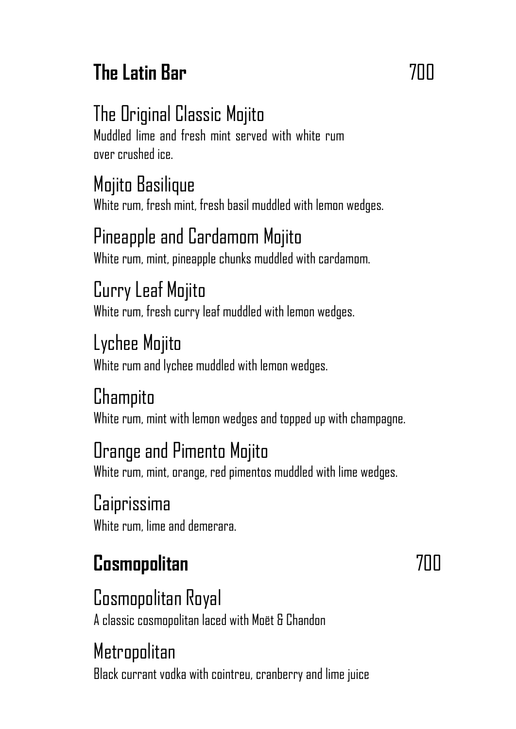## The Latin Bar 700

### The Original Classic Mojito

Muddled lime and fresh mint served with white rum over crushed ice.

### Mojito Basilique

White rum, fresh mint, fresh basil muddled with lemon wedges.

### Pineapple and Cardamom Mojito

White rum, mint, pineapple chunks muddled with cardamom.

### Curry Leaf Mojito

White rum, fresh curry leaf muddled with lemon wedges.

### Lychee Mojito

White rum and lychee muddled with lemon wedges.

### Champito

White rum, mint with lemon wedges and topped up with champagne.

### Orange and Pimento Mojito

White rum, mint, orange, red pimentos muddled with lime wedges.

### Caiprissima

White rum, lime and demerara.

## Cosmopolitan 700

### Cosmopolitan Royal

A classic cosmopolitan laced with Moët & Chandon

### Metropolitan

Black currant vodka with cointreu, cranberry and lime juice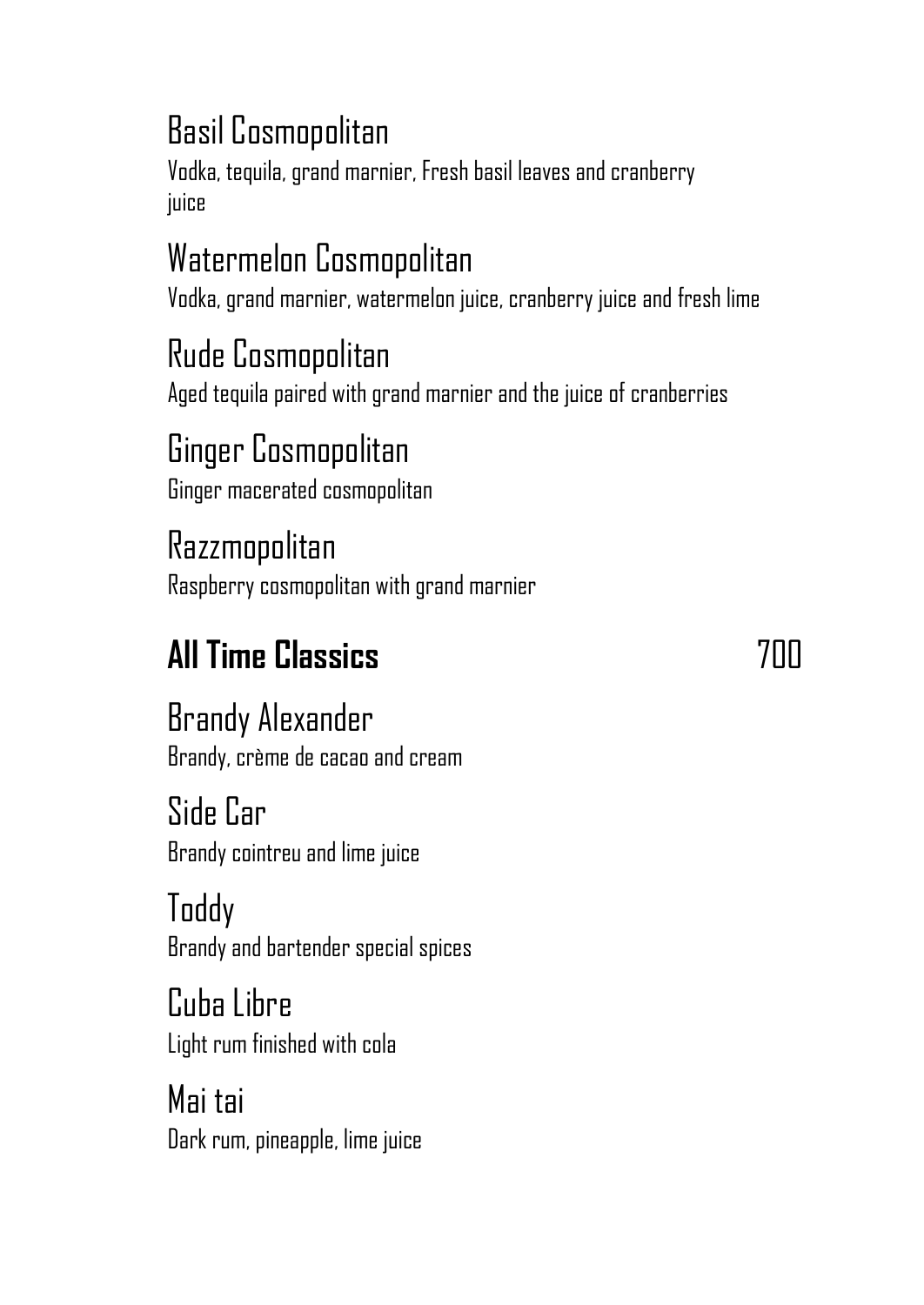### Basil Cosmopolitan

Vodka, tequila, grand marnier, Fresh basil leaves and cranberry juice

### Watermelon Cosmopolitan

Vodka, grand marnier, watermelon juice, cranberry juice and fresh lime

### Rude Cosmopolitan

Aged tequila paired with grand marnier and the juice of cranberries

### Ginger Cosmopolitan

Ginger macerated cosmopolitan

### Razzmopolitan

Raspberry cosmopolitan with grand marnier

## All Time Classics 700

### Brandy Alexander

Brandy, crème de cacao and cream

### Side Car

Brandy cointreu and lime juice

### Toddy

Brandy and bartender special spices

### Cuba Libre

Light rum finished with cola

### Mai tai

Dark rum, pineapple, lime juice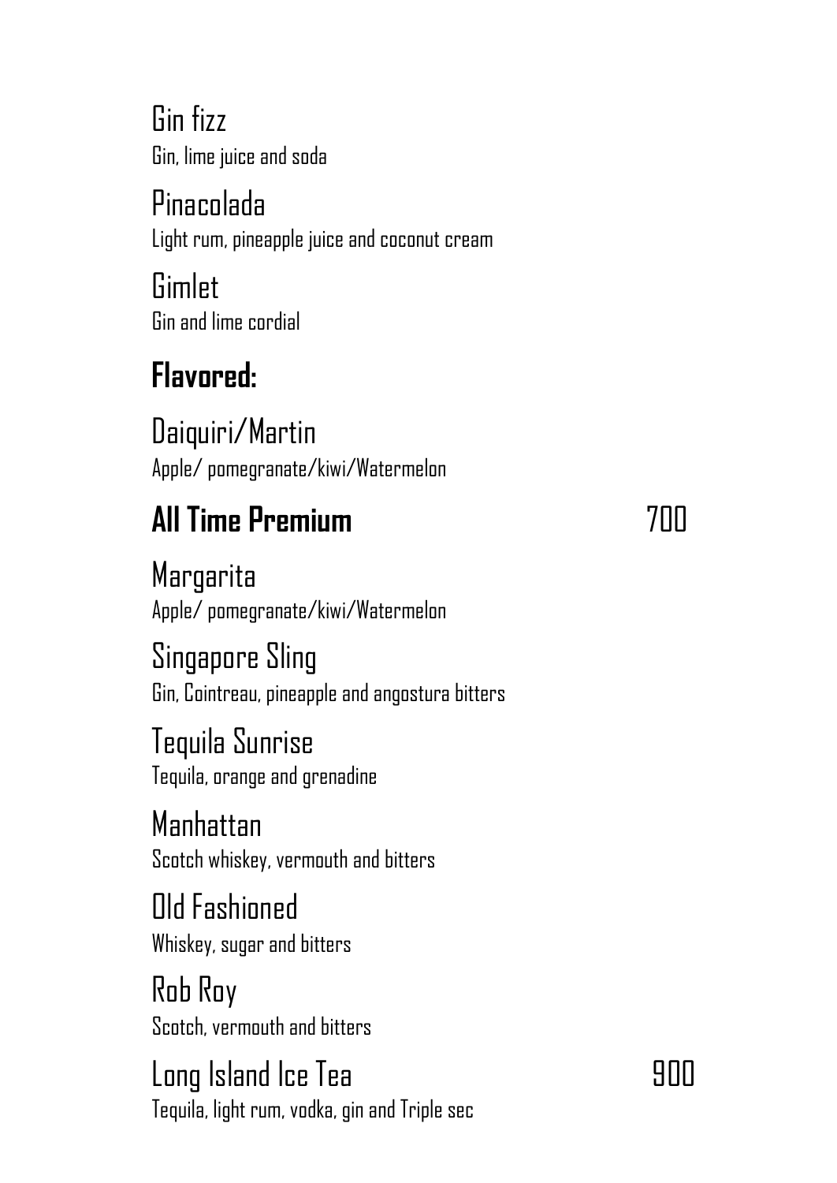Gin fizz

Gin, lime juice and soda

Pinacolada

Light rum, pineapple juice and coconut cream

Gimlet

Gin and lime cordial

## **Flavored:**

Daiquiri/Martin

Apple/ pomegranate/kiwi/Watermelon

## **All Time Premium** 700

Margarita

Apple/ pomegranate/kiwi/Watermelon

Singapore Sling

Gin, Cointreau, pineapple and angostura bitters

Tequila Sunrise

Tequila, orange and grenadine

Manhattan

Scotch whiskey, vermouth and bitters

Old Fashioned

Whiskey, sugar and bitters

Rob Roy

Scotch, vermouth and bitters

Long Island Ice Tea 900

Tequila, light rum, vodka, gin and Triple sec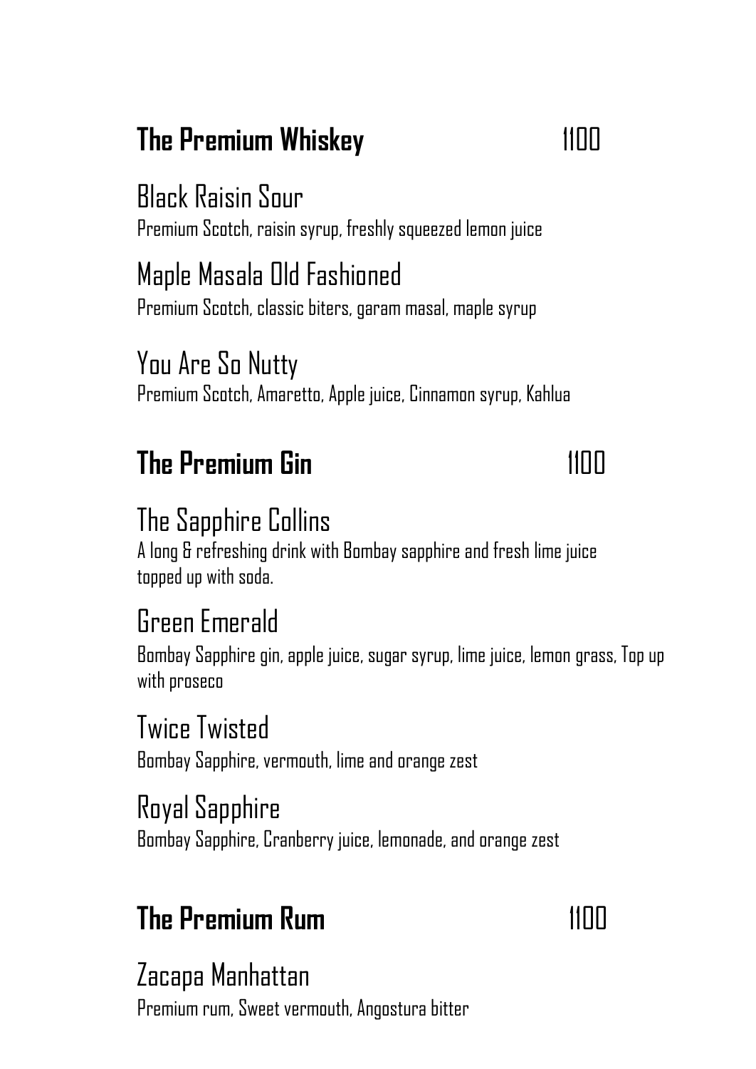## **The Premium Whiskey** 1100

### Black Raisin Sour

Premium Scotch, raisin syrup, freshly squeezed lemon juice

### Maple Masala Old Fashioned

Premium Scotch, classic biters, garam masal, maple syrup

### You Are So Nutty

Premium Scotch, Amaretto, Apple juice, Cinnamon syrup, Kahlua

## **The Premium Gin** 1100

### The Sapphire Collins

A long & refreshing drink with Bombay sapphire and fresh lime juice topped up with soda.

### Green Emerald

Bombay Sapphire gin, apple juice, sugar syrup, lime juice, lemon grass, Top up with proseco

### Twice Twisted

Bombay Sapphire, vermouth, lime and orange zest

### Royal Sapphire

Bombay Sapphire, Cranberry juice, lemonade, and orange zest

## **The Premium Rum** 1100

### Zacapa Manhattan

Premium rum, Sweet vermouth, Angostura bitter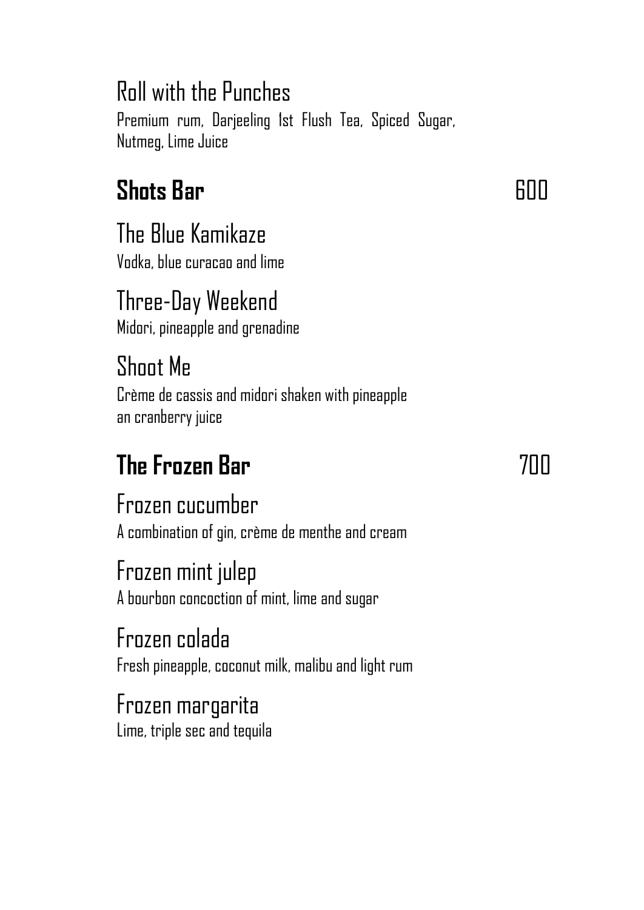### Roll with the Punches

Premium rum, Darjeeling 1st Flush Tea, Spiced Sugar, Nutmeg, Lime Juice

## Shots Bar 600

### The Blue Kamikaze

Vodka, blue curacao and lime

### Three-Day Weekend

Midori, pineapple and grenadine

### Shoot Me

Crème de cassis and midori shaken with pineapple an cranberry juice

## The Frozen Bar 700

### Frozen cucumber

A combination of gin, crème de menthe and cream

### Frozen mint julep

A bourbon concoction of mint, lime and sugar

### Frozen colada

Fresh pineapple, coconut milk, malibu and light rum

### Frozen margarita

Lime, triple sec and tequila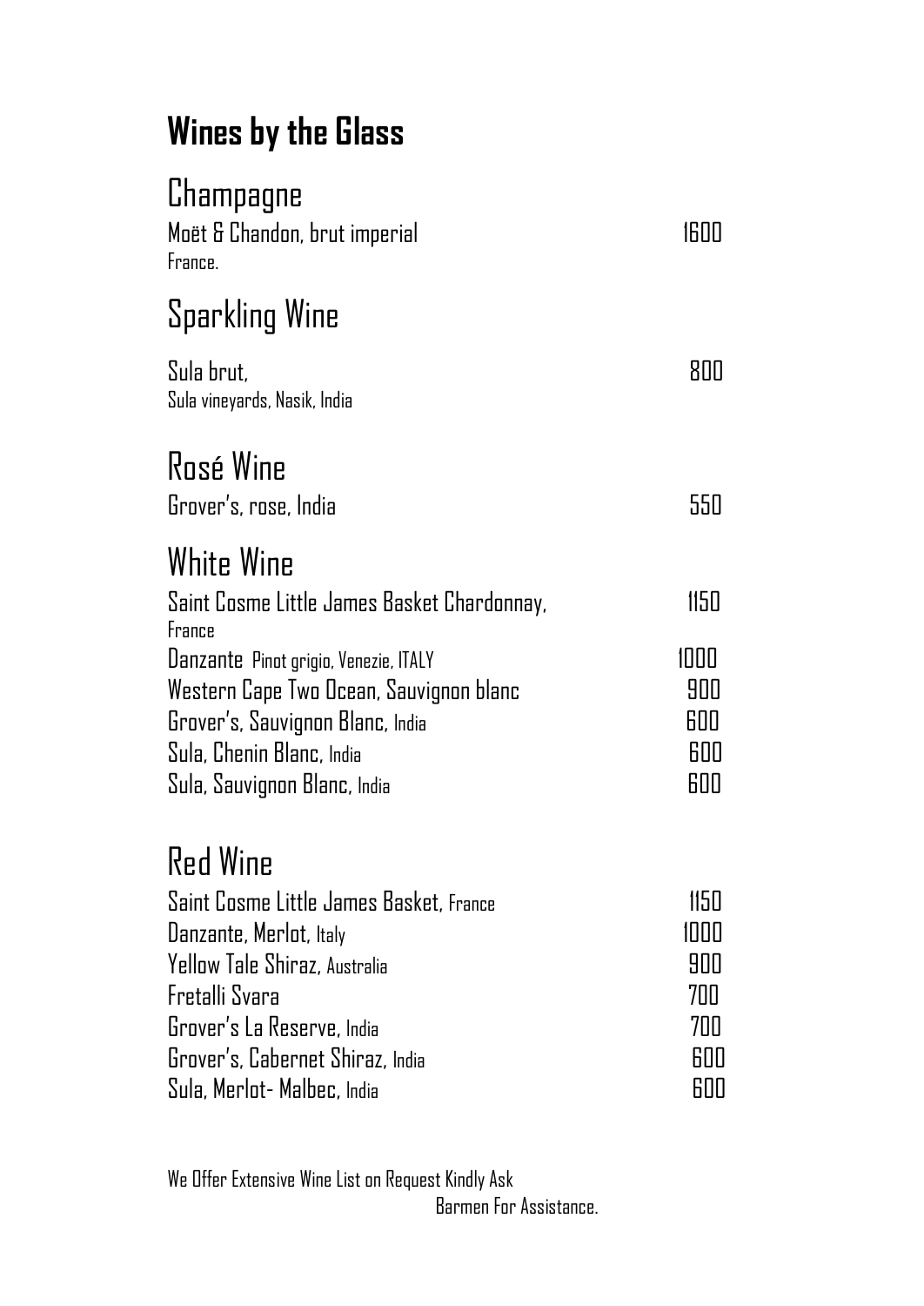# Wines by the Glass

## Champagne

| | |
|---|---|
| Moët & Chandon, brut imperial<br>France. | 1600 |

## Sparkling Wine

| | |
|---|---|
| Sula brut,<br>Sula vineyards, Nasik, India | 800 |

## Rosé Wine

| | |
|---|---|
| Grover's, rose, India | 550 |

## White Wine

| | |
|---|---|
| Saint Cosme Little James Basket Chardonnay,<br>France | 1150 |
| Danzante Pinot grigio, Venezie, ITALY | 1000 |
| Western Cape Two Ocean, Sauvignon blanc | 900 |
| Grover's, Sauvignon Blanc, India | 600 |
| Sula, Chenin Blanc, India | 600 |
| Sula, Sauvignon Blanc, India | 600 |

## Red Wine

| | |
|---|---|
| Saint Cosme Little James Basket, France | 1150 |
| Danzante, Merlot, Italy | 1000 |
| Yellow Tale Shiraz, Australia | 900 |
| Fretalli Svara | 700 |
| Grover's La Reserve, India | 700 |
| Grover's, Cabernet Shiraz, India | 600 |
| Sula, Merlot- Malbec, India | 600 |

We Offer Extensive Wine List on Request Kindly Ask
Barmen For Assistance.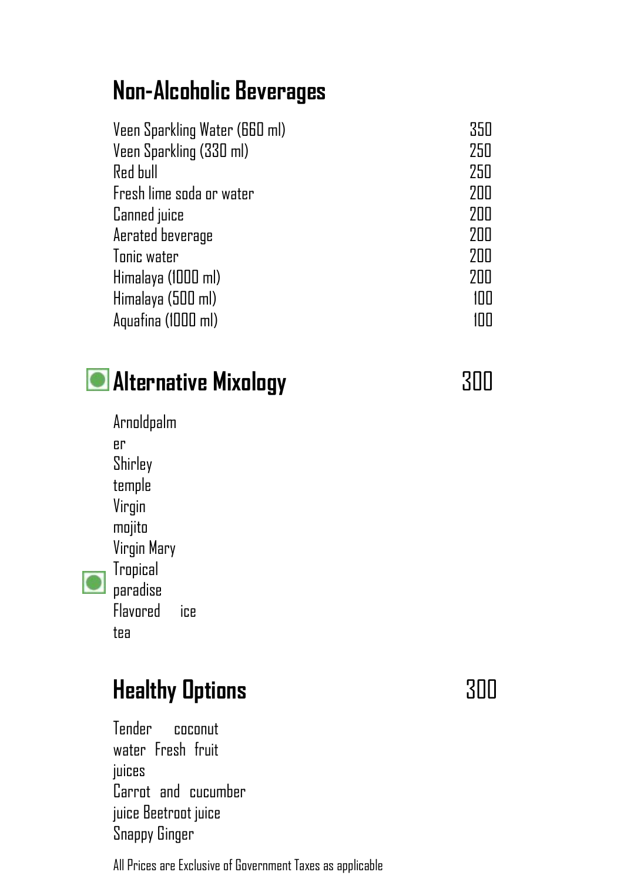## Non-Alcoholic Beverages

| | |
|---|---|
| Veen Sparkling Water (660 ml) | 350 |
| Veen Sparkling (330 ml) | 250 |
| Red bull | 250 |
| Fresh lime soda or water | 200 |
| Canned juice | 200 |
| Aerated beverage | 200 |
| Tonic water | 200 |
| Himalaya (1000 ml) | 200 |
| Himalaya (500 ml) | 100 |
| Aquafina (1000 ml) | 100 |

## Alternative Mixology 300

Arnoldpalm
er
Shirley
temple
Virgin
mojito
Virgin Mary
Tropical
paradise
Flavored ice
tea

## Healthy Options 300

Tender coconut
water Fresh fruit
juices
Carrot and cucumber
juice Beetroot juice
Snappy Ginger

All Prices are Exclusive of Government Taxes as applicable